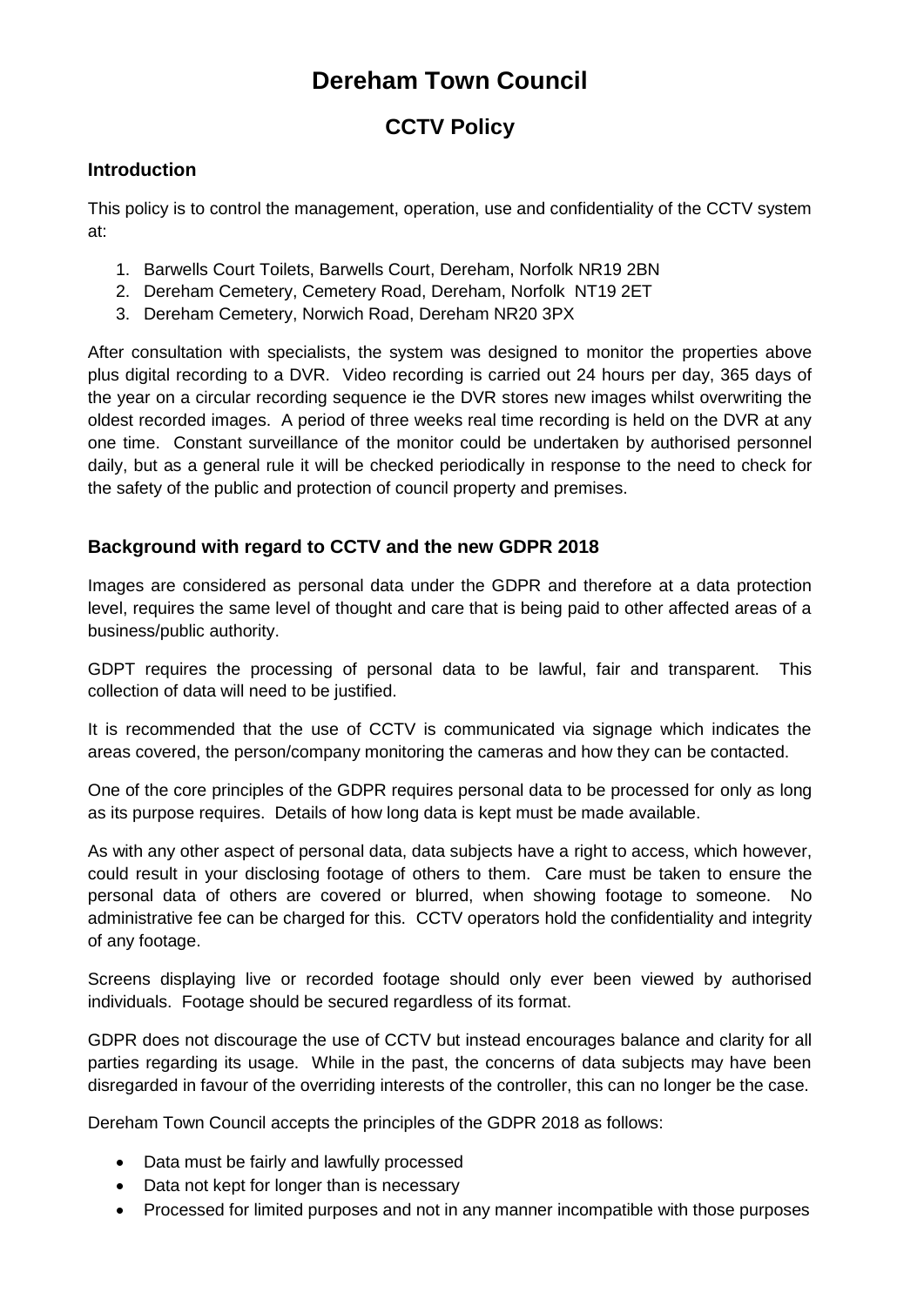# Dereham Town Council

## CCTV Policy

### Introduction

This policy is to control the management, operation, use and confidentiality of the CCTV system at:

1. Barwells Court Toilets, Barwells Court, Dereham, Norfolk NR19 2BN
2. Dereham Cemetery, Cemetery Road, Dereham, Norfolk NT19 2ET
3. Dereham Cemetery, Norwich Road, Dereham NR20 3PX

After consultation with specialists, the system was designed to monitor the properties above plus digital recording to a DVR. Video recording is carried out 24 hours per day, 365 days of the year on a circular recording sequence ie the DVR stores new images whilst overwriting the oldest recorded images. A period of three weeks real time recording is held on the DVR at any one time. Constant surveillance of the monitor could be undertaken by authorised personnel daily, but as a general rule it will be checked periodically in response to the need to check for the safety of the public and protection of council property and premises.

### Background with regard to CCTV and the new GDPR 2018

Images are considered as personal data under the GDPR and therefore at a data protection level, requires the same level of thought and care that is being paid to other affected areas of a business/public authority.

GDPT requires the processing of personal data to be lawful, fair and transparent. This collection of data will need to be justified.

It is recommended that the use of CCTV is communicated via signage which indicates the areas covered, the person/company monitoring the cameras and how they can be contacted.

One of the core principles of the GDPR requires personal data to be processed for only as long as its purpose requires. Details of how long data is kept must be made available.

As with any other aspect of personal data, data subjects have a right to access, which however, could result in your disclosing footage of others to them. Care must be taken to ensure the personal data of others are covered or blurred, when showing footage to someone. No administrative fee can be charged for this. CCTV operators hold the confidentiality and integrity of any footage.

Screens displaying live or recorded footage should only ever been viewed by authorised individuals. Footage should be secured regardless of its format.

GDPR does not discourage the use of CCTV but instead encourages balance and clarity for all parties regarding its usage. While in the past, the concerns of data subjects may have been disregarded in favour of the overriding interests of the controller, this can no longer be the case.

Dereham Town Council accepts the principles of the GDPR 2018 as follows:

- Data must be fairly and lawfully processed
- Data not kept for longer than is necessary
- Processed for limited purposes and not in any manner incompatible with those purposes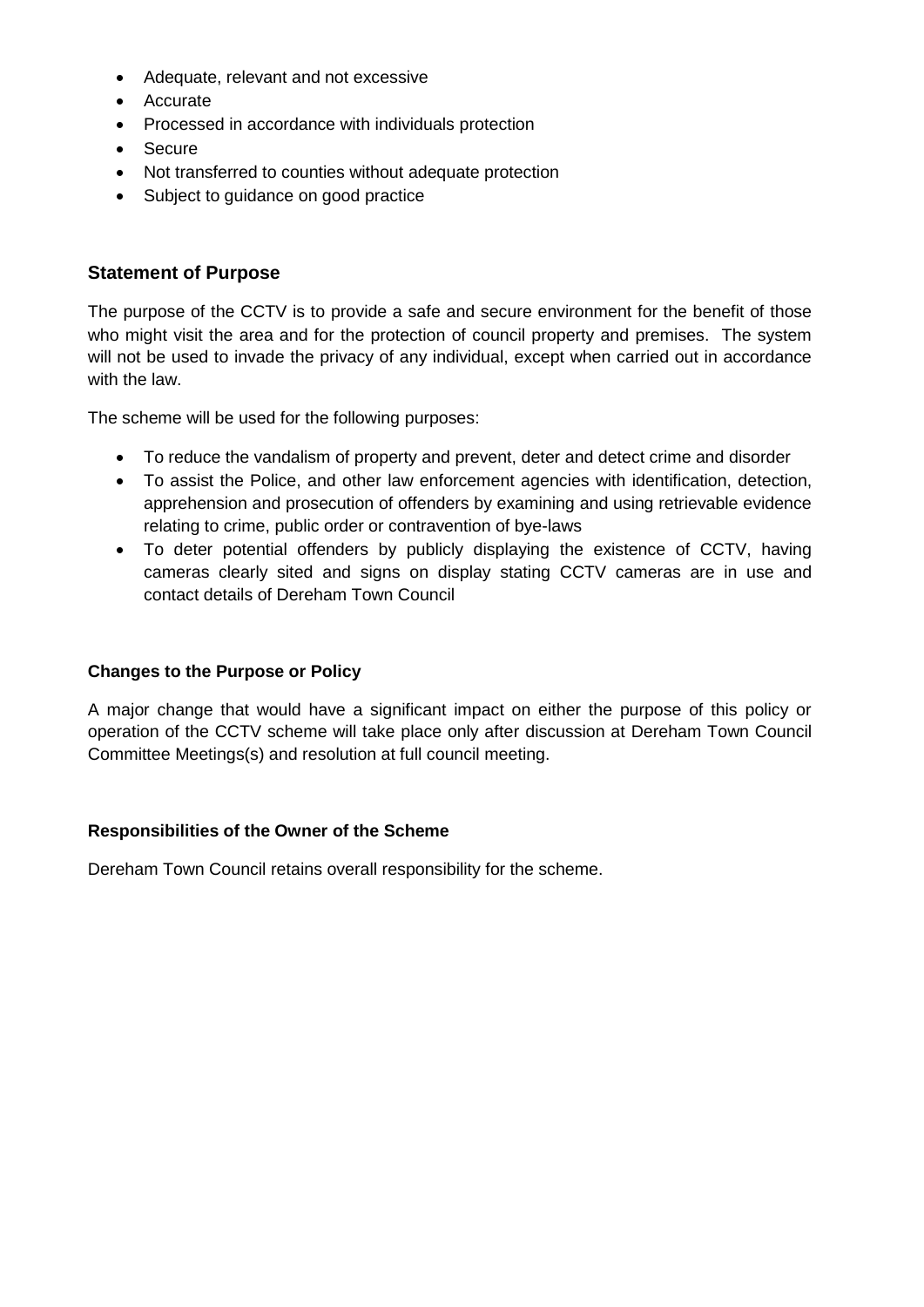- Adequate, relevant and not excessive
- Accurate
- Processed in accordance with individuals protection
- Secure
- Not transferred to counties without adequate protection
- Subject to guidance on good practice

## Statement of Purpose

The purpose of the CCTV is to provide a safe and secure environment for the benefit of those who might visit the area and for the protection of council property and premises. The system will not be used to invade the privacy of any individual, except when carried out in accordance with the law.

The scheme will be used for the following purposes:

- To reduce the vandalism of property and prevent, deter and detect crime and disorder
- To assist the Police, and other law enforcement agencies with identification, detection, apprehension and prosecution of offenders by examining and using retrievable evidence relating to crime, public order or contravention of bye-laws
- To deter potential offenders by publicly displaying the existence of CCTV, having cameras clearly sited and signs on display stating CCTV cameras are in use and contact details of Dereham Town Council

### Changes to the Purpose or Policy

A major change that would have a significant impact on either the purpose of this policy or operation of the CCTV scheme will take place only after discussion at Dereham Town Council Committee Meetings(s) and resolution at full council meeting.

### Responsibilities of the Owner of the Scheme

Dereham Town Council retains overall responsibility for the scheme.